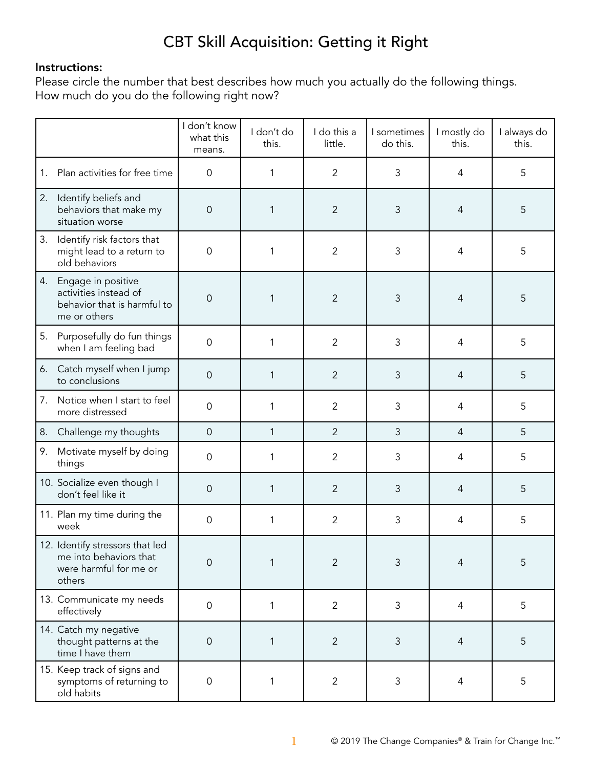# CBT Skill Acquisition: Getting it Right

**Instructions:**
Please circle the number that best describes how much you actually do the following things. How much do you do the following right now?

| | I don't know what this means. | I don't do this. | I do this a little. | I sometimes do this. | I mostly do this. | I always do this. |
|---|---|---|---|---|---|---|
| 1. Plan activities for free time | 0 | 1 | 2 | 3 | 4 | 5 |
| 2. Identify beliefs and behaviors that make my situation worse | 0 | 1 | 2 | 3 | 4 | 5 |
| 3. Identify risk factors that might lead to a return to old behaviors | 0 | 1 | 2 | 3 | 4 | 5 |
| 4. Engage in positive activities instead of behavior that is harmful to me or others | 0 | 1 | 2 | 3 | 4 | 5 |
| 5. Purposefully do fun things when I am feeling bad | 0 | 1 | 2 | 3 | 4 | 5 |
| 6. Catch myself when I jump to conclusions | 0 | 1 | 2 | 3 | 4 | 5 |
| 7. Notice when I start to feel more distressed | 0 | 1 | 2 | 3 | 4 | 5 |
| 8. Challenge my thoughts | 0 | 1 | 2 | 3 | 4 | 5 |
| 9. Motivate myself by doing things | 0 | 1 | 2 | 3 | 4 | 5 |
| 10. Socialize even though I don't feel like it | 0 | 1 | 2 | 3 | 4 | 5 |
| 11. Plan my time during the week | 0 | 1 | 2 | 3 | 4 | 5 |
| 12. Identify stressors that led me into behaviors that were harmful for me or others | 0 | 1 | 2 | 3 | 4 | 5 |
| 13. Communicate my needs effectively | 0 | 1 | 2 | 3 | 4 | 5 |
| 14. Catch my negative thought patterns at the time I have them | 0 | 1 | 2 | 3 | 4 | 5 |
| 15. Keep track of signs and symptoms of returning to old habits | 0 | 1 | 2 | 3 | 4 | 5 |

© 2019 The Change Companies® & Train for Change Inc.™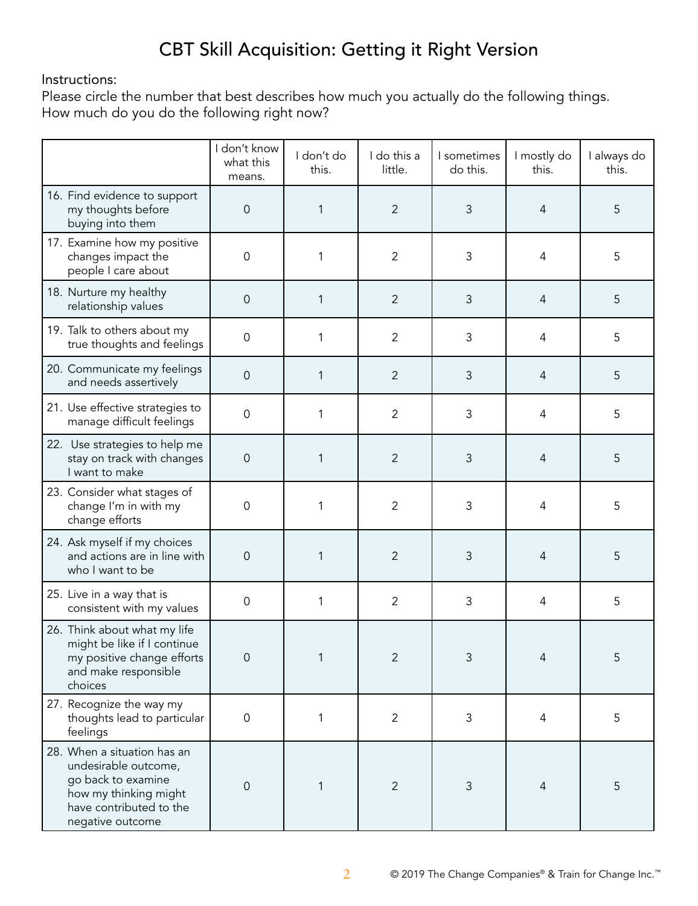# CBT Skill Acquisition: Getting it Right Version

Instructions:
Please circle the number that best describes how much you actually do the following things.
How much do you do the following right now?

| | I don't know what this means. | I don't do this. | I do this a little. | I sometimes do this. | I mostly do this. | I always do this. |
|---|---|---|---|---|---|---|
| 16. Find evidence to support my thoughts before buying into them | 0 | 1 | 2 | 3 | 4 | 5 |
| 17. Examine how my positive changes impact the people I care about | 0 | 1 | 2 | 3 | 4 | 5 |
| 18. Nurture my healthy relationship values | 0 | 1 | 2 | 3 | 4 | 5 |
| 19. Talk to others about my true thoughts and feelings | 0 | 1 | 2 | 3 | 4 | 5 |
| 20. Communicate my feelings and needs assertively | 0 | 1 | 2 | 3 | 4 | 5 |
| 21. Use effective strategies to manage difficult feelings | 0 | 1 | 2 | 3 | 4 | 5 |
| 22. Use strategies to help me stay on track with changes I want to make | 0 | 1 | 2 | 3 | 4 | 5 |
| 23. Consider what stages of change I'm in with my change efforts | 0 | 1 | 2 | 3 | 4 | 5 |
| 24. Ask myself if my choices and actions are in line with who I want to be | 0 | 1 | 2 | 3 | 4 | 5 |
| 25. Live in a way that is consistent with my values | 0 | 1 | 2 | 3 | 4 | 5 |
| 26. Think about what my life might be like if I continue my positive change efforts and make responsible choices | 0 | 1 | 2 | 3 | 4 | 5 |
| 27. Recognize the way my thoughts lead to particular feelings | 0 | 1 | 2 | 3 | 4 | 5 |
| 28. When a situation has an undesirable outcome, go back to examine how my thinking might have contributed to the negative outcome | 0 | 1 | 2 | 3 | 4 | 5 |

© 2019 The Change Companies® & Train for Change Inc.™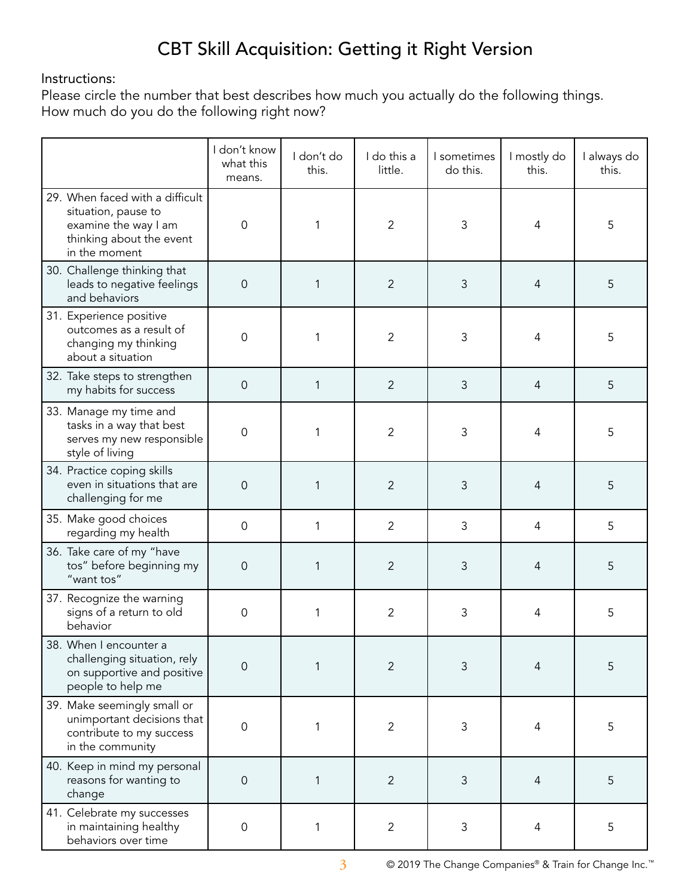# CBT Skill Acquisition: Getting it Right Version

Instructions:
Please circle the number that best describes how much you actually do the following things.
How much do you do the following right now?

| | I don't know what this means. | I don't do this. | I do this a little. | I sometimes do this. | I mostly do this. | I always do this. |
|---|---|---|---|---|---|---|
| 29. When faced with a difficult situation, pause to examine the way I am thinking about the event in the moment | 0 | 1 | 2 | 3 | 4 | 5 |
| 30. Challenge thinking that leads to negative feelings and behaviors | 0 | 1 | 2 | 3 | 4 | 5 |
| 31. Experience positive outcomes as a result of changing my thinking about a situation | 0 | 1 | 2 | 3 | 4 | 5 |
| 32. Take steps to strengthen my habits for success | 0 | 1 | 2 | 3 | 4 | 5 |
| 33. Manage my time and tasks in a way that best serves my new responsible style of living | 0 | 1 | 2 | 3 | 4 | 5 |
| 34. Practice coping skills even in situations that are challenging for me | 0 | 1 | 2 | 3 | 4 | 5 |
| 35. Make good choices regarding my health | 0 | 1 | 2 | 3 | 4 | 5 |
| 36. Take care of my "have tos" before beginning my "want tos" | 0 | 1 | 2 | 3 | 4 | 5 |
| 37. Recognize the warning signs of a return to old behavior | 0 | 1 | 2 | 3 | 4 | 5 |
| 38. When I encounter a challenging situation, rely on supportive and positive people to help me | 0 | 1 | 2 | 3 | 4 | 5 |
| 39. Make seemingly small or unimportant decisions that contribute to my success in the community | 0 | 1 | 2 | 3 | 4 | 5 |
| 40. Keep in mind my personal reasons for wanting to change | 0 | 1 | 2 | 3 | 4 | 5 |
| 41. Celebrate my successes in maintaining healthy behaviors over time | 0 | 1 | 2 | 3 | 4 | 5 |

© 2019 The Change Companies® & Train for Change Inc.™